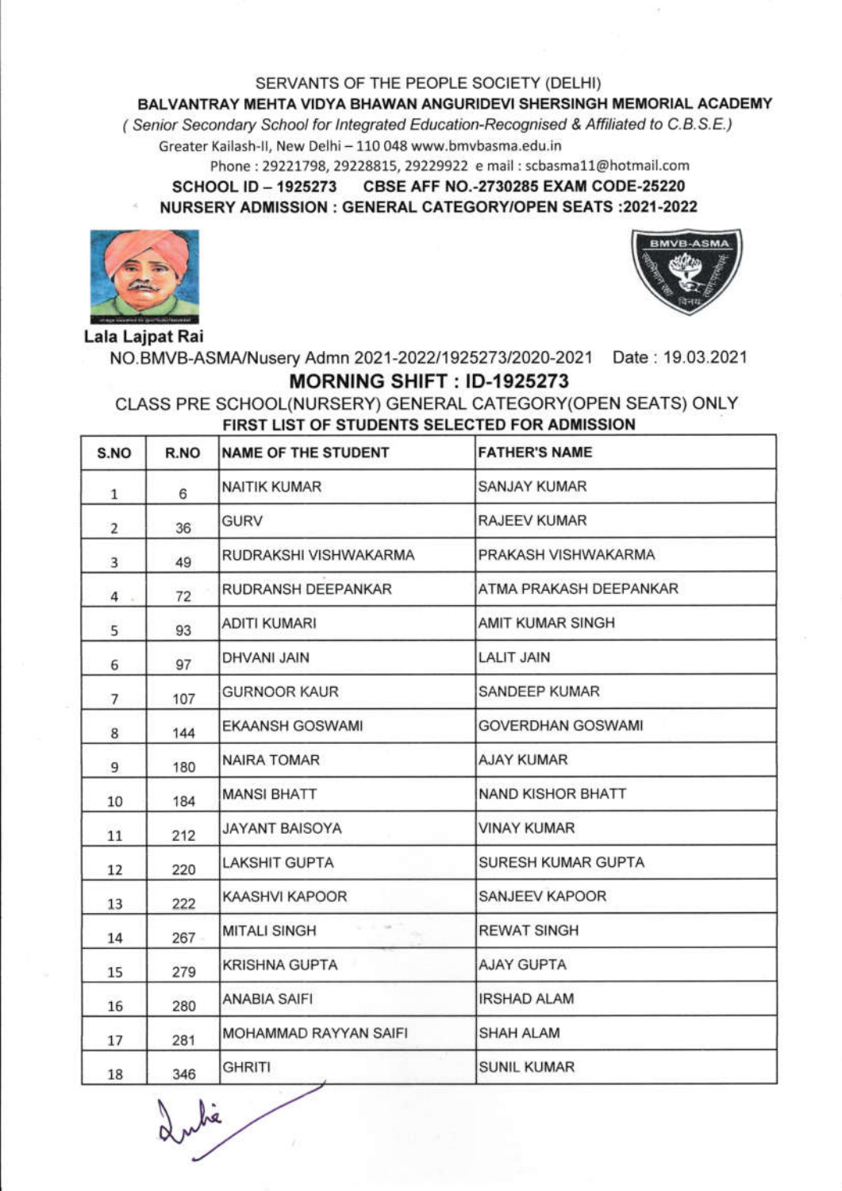SERVANTS OF THE PEOPLE SOCIETY (DELHI)

**BALVANTRAY MEHTA VIDYA BHAWAN ANGURIDEVI SHERSINGH MEMORIAL ACADEMY**

*( Senior Secondary School for Integrated Education-Recognised & Affiliated to C.B.S.E.)*

Greater Kailash-II, New Delhi – 110 048 www.bmvbasma.edu.in

Phone : 29221798, 29228815, 29229922 e mail : scbasma11@hotmail.com

**SCHOOL ID – 1925273 CBSE AFF NO.-2730285 EXAM CODE-25220**

**NURSERY ADMISSION : GENERAL CATEGORY/OPEN SEATS :2021-2022**

**Lala Lajpat Rai**

NO.BMVB-ASMA/Nusery Admn 2021-2022/1925273/2020-2021 Date : 19.03.2021

## MORNING SHIFT : ID-1925273

CLASS PRE SCHOOL(NURSERY) GENERAL CATEGORY(OPEN SEATS) ONLY

**FIRST LIST OF STUDENTS SELECTED FOR ADMISSION**

| S.NO | R.NO | NAME OF THE STUDENT | FATHER'S NAME |
|---|---|---|---|
| 1 | 6 | NAITIK KUMAR | SANJAY KUMAR |
| 2 | 36 | GURV | RAJEEV KUMAR |
| 3 | 49 | RUDRAKSHI VISHWAKARMA | PRAKASH VISHWAKARMA |
| 4 | 72 | RUDRANSH DEEPANKAR | ATMA PRAKASH DEEPANKAR |
| 5 | 93 | ADITI KUMARI | AMIT KUMAR SINGH |
| 6 | 97 | DHVANI JAIN | LALIT JAIN |
| 7 | 107 | GURNOOR KAUR | SANDEEP KUMAR |
| 8 | 144 | EKAANSH GOSWAMI | GOVERDHAN GOSWAMI |
| 9 | 180 | NAIRA TOMAR | AJAY KUMAR |
| 10 | 184 | MANSI BHATT | NAND KISHOR BHATT |
| 11 | 212 | JAYANT BAISOYA | VINAY KUMAR |
| 12 | 220 | LAKSHIT GUPTA | SURESH KUMAR GUPTA |
| 13 | 222 | KAASHVI KAPOOR | SANJEEV KAPOOR |
| 14 | 267 | MITALI SINGH | REWAT SINGH |
| 15 | 279 | KRISHNA GUPTA | AJAY GUPTA |
| 16 | 280 | ANABIA SAIFI | IRSHAD ALAM |
| 17 | 281 | MOHAMMAD RAYYAN SAIFI | SHAH ALAM |
| 18 | 346 | GHRITI | SUNIL KUMAR |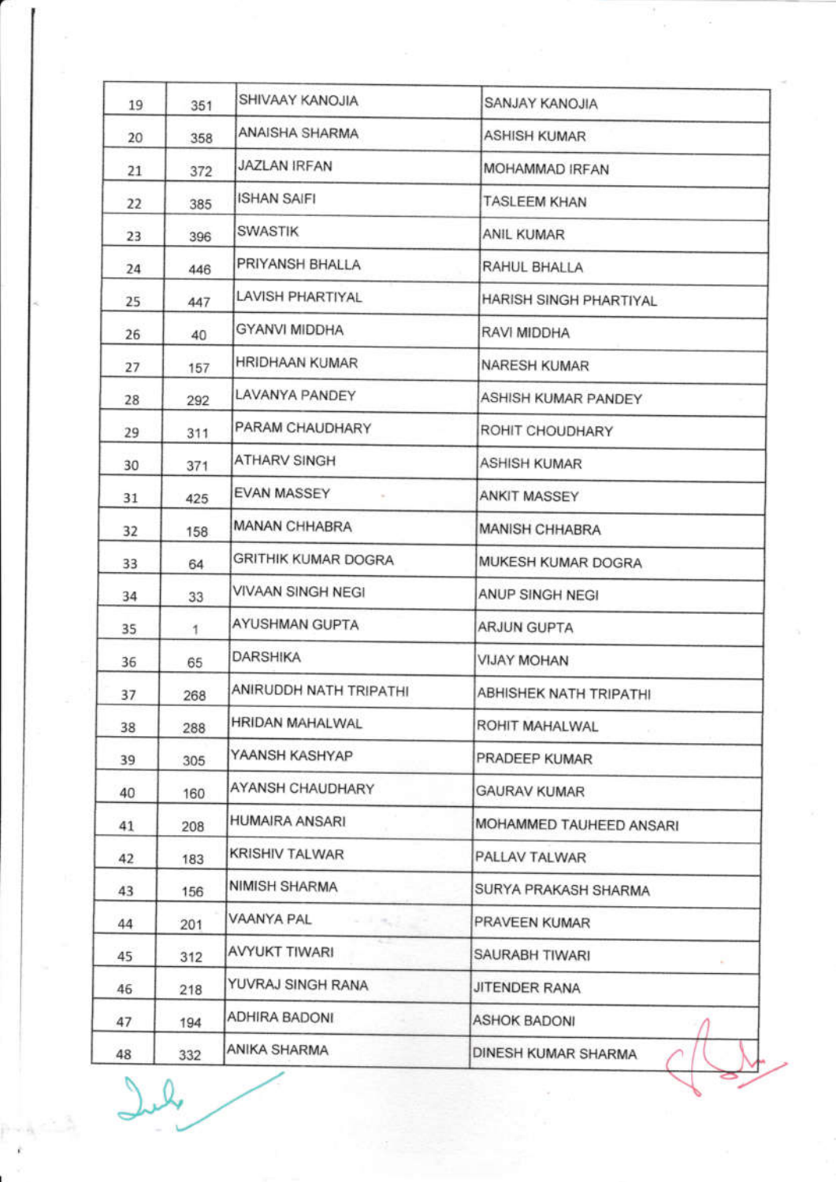| | | | |
|---|---|---|---|
| 19 | 351 | SHIVAAY KANOJIA | SANJAY KANOJIA |
| 20 | 358 | ANAISHA SHARMA | ASHISH KUMAR |
| 21 | 372 | JAZLAN IRFAN | MOHAMMAD IRFAN |
| 22 | 385 | ISHAN SAIFI | TASLEEM KHAN |
| 23 | 396 | SWASTIK | ANIL KUMAR |
| 24 | 446 | PRIYANSH BHALLA | RAHUL BHALLA |
| 25 | 447 | LAVISH PHARTIYAL | HARISH SINGH PHARTIYAL |
| 26 | 40 | GYANVI MIDDHA | RAVI MIDDHA |
| 27 | 157 | HRIDHAAN KUMAR | NARESH KUMAR |
| 28 | 292 | LAVANYA PANDEY | ASHISH KUMAR PANDEY |
| 29 | 311 | PARAM CHAUDHARY | ROHIT CHOUDHARY |
| 30 | 371 | ATHARV SINGH | ASHISH KUMAR |
| 31 | 425 | EVAN MASSEY | ANKIT MASSEY |
| 32 | 158 | MANAN CHHABRA | MANISH CHHABRA |
| 33 | 64 | GRITHIK KUMAR DOGRA | MUKESH KUMAR DOGRA |
| 34 | 33 | VIVAAN SINGH NEGI | ANUP SINGH NEGI |
| 35 | 1 | AYUSHMAN GUPTA | ARJUN GUPTA |
| 36 | 65 | DARSHIKA | VIJAY MOHAN |
| 37 | 268 | ANIRUDDH NATH TRIPATHI | ABHISHEK NATH TRIPATHI |
| 38 | 288 | HRIDAN MAHALWAL | ROHIT MAHALWAL |
| 39 | 305 | YAANSH KASHYAP | PRADEEP KUMAR |
| 40 | 160 | AYANSH CHAUDHARY | GAURAV KUMAR |
| 41 | 208 | HUMAIRA ANSARI | MOHAMMED TAUHEED ANSARI |
| 42 | 183 | KRISHIV TALWAR | PALLAV TALWAR |
| 43 | 156 | NIMISH SHARMA | SURYA PRAKASH SHARMA |
| 44 | 201 | VAANYA PAL | PRAVEEN KUMAR |
| 45 | 312 | AVYUKT TIWARI | SAURABH TIWARI |
| 46 | 218 | YUVRAJ SINGH RANA | JITENDER RANA |
| 47 | 194 | ADHIRA BADONI | ASHOK BADONI |
| 48 | 332 | ANIKA SHARMA | DINESH KUMAR SHARMA |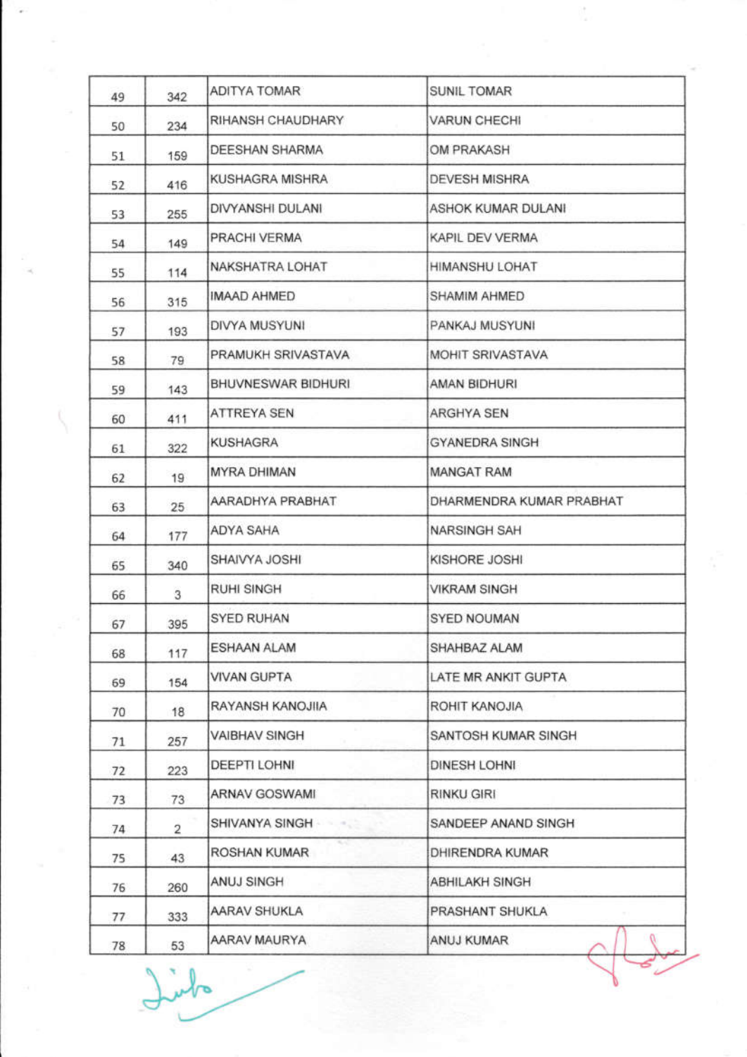| | | | |
|---|---|---|---|
| 49 | 342 | ADITYA TOMAR | SUNIL TOMAR |
| 50 | 234 | RIHANSH CHAUDHARY | VARUN CHECHI |
| 51 | 159 | DEESHAN SHARMA | OM PRAKASH |
| 52 | 416 | KUSHAGRA MISHRA | DEVESH MISHRA |
| 53 | 255 | DIVYANSHI DULANI | ASHOK KUMAR DULANI |
| 54 | 149 | PRACHI VERMA | KAPIL DEV VERMA |
| 55 | 114 | NAKSHATRA LOHAT | HIMANSHU LOHAT |
| 56 | 315 | IMAAD AHMED | SHAMIM AHMED |
| 57 | 193 | DIVYA MUSYUNI | PANKAJ MUSYUNI |
| 58 | 79 | PRAMUKH SRIVASTAVA | MOHIT SRIVASTAVA |
| 59 | 143 | BHUVNESWAR BIDHURI | AMAN BIDHURI |
| 60 | 411 | ATTREYA SEN | ARGHYA SEN |
| 61 | 322 | KUSHAGRA | GYANEDRA SINGH |
| 62 | 19 | MYRA DHIMAN | MANGAT RAM |
| 63 | 25 | AARADHYA PRABHAT | DHARMENDRA KUMAR PRABHAT |
| 64 | 177 | ADYA SAHA | NARSINGH SAH |
| 65 | 340 | SHAIVYA JOSHI | KISHORE JOSHI |
| 66 | 3 | RUHI SINGH | VIKRAM SINGH |
| 67 | 395 | SYED RUHAN | SYED NOUMAN |
| 68 | 117 | ESHAAN ALAM | SHAHBAZ ALAM |
| 69 | 154 | VIVAN GUPTA | LATE MR ANKIT GUPTA |
| 70 | 18 | RAYANSH KANOJIIA | ROHIT KANOJIA |
| 71 | 257 | VAIBHAV SINGH | SANTOSH KUMAR SINGH |
| 72 | 223 | DEEPTI LOHNI | DINESH LOHNI |
| 73 | 73 | ARNAV GOSWAMI | RINKU GIRI |
| 74 | 2 | SHIVANYA SINGH | SANDEEP ANAND SINGH |
| 75 | 43 | ROSHAN KUMAR | DHIRENDRA KUMAR |
| 76 | 260 | ANUJ SINGH | ABHILAKH SINGH |
| 77 | 333 | AARAV SHUKLA | PRASHANT SHUKLA |
| 78 | 53 | AARAV MAURYA | ANUJ KUMAR |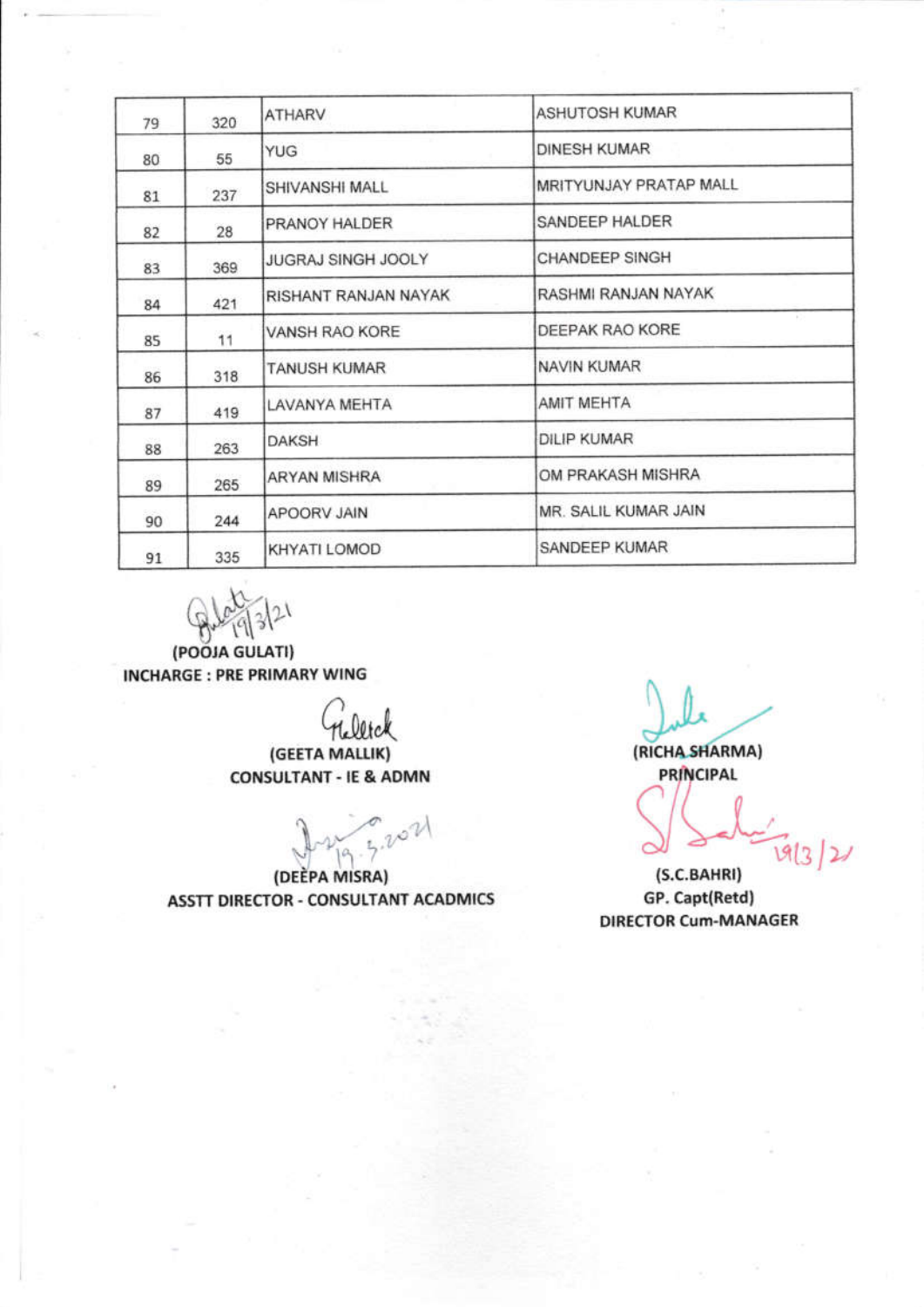| | | | |
|---|---|---|---|
| 79 | 320 | ATHARV | ASHUTOSH KUMAR |
| 80 | 55 | YUG | DINESH KUMAR |
| 81 | 237 | SHIVANSHI MALL | MRITYUNJAY PRATAP MALL |
| 82 | 28 | PRANOY HALDER | SANDEEP HALDER |
| 83 | 369 | JUGRAJ SINGH JOOLY | CHANDEEP SINGH |
| 84 | 421 | RISHANT RANJAN NAYAK | RASHMI RANJAN NAYAK |
| 85 | 11 | VANSH RAO KORE | DEEPAK RAO KORE |
| 86 | 318 | TANUSH KUMAR | NAVIN KUMAR |
| 87 | 419 | LAVANYA MEHTA | AMIT MEHTA |
| 88 | 263 | DAKSH | DILIP KUMAR |
| 89 | 265 | ARYAN MISHRA | OM PRAKASH MISHRA |
| 90 | 244 | APOORV JAIN | MR. SALIL KUMAR JAIN |
| 91 | 335 | KHYATI LOMOD | SANDEEP KUMAR |

19/3/21

**(POOJA GULATI)**
**INCHARGE : PRE PRIMARY WING**

**(GEETA MALLIK)**
**CONSULTANT - IE & ADMN**

19.3.2021

**(DEEPA MISRA)**
**ASSTT DIRECTOR - CONSULTANT ACADMICS**

**(RICHA SHARMA)**
**PRINCIPAL**

19/3/21

**(S.C.BAHRI)**
**GP. Capt(Retd)**
**DIRECTOR Cum-MANAGER**